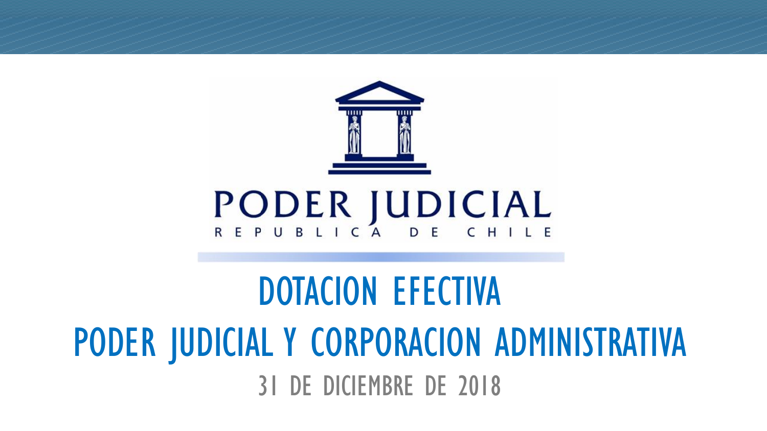PODER JUDICIAL

REPUBLICA DE CHILE

# DOTACION EFECTIVA

# PODER JUDICIAL Y CORPORACION ADMINISTRATIVA

31 DE DICIEMBRE DE 2018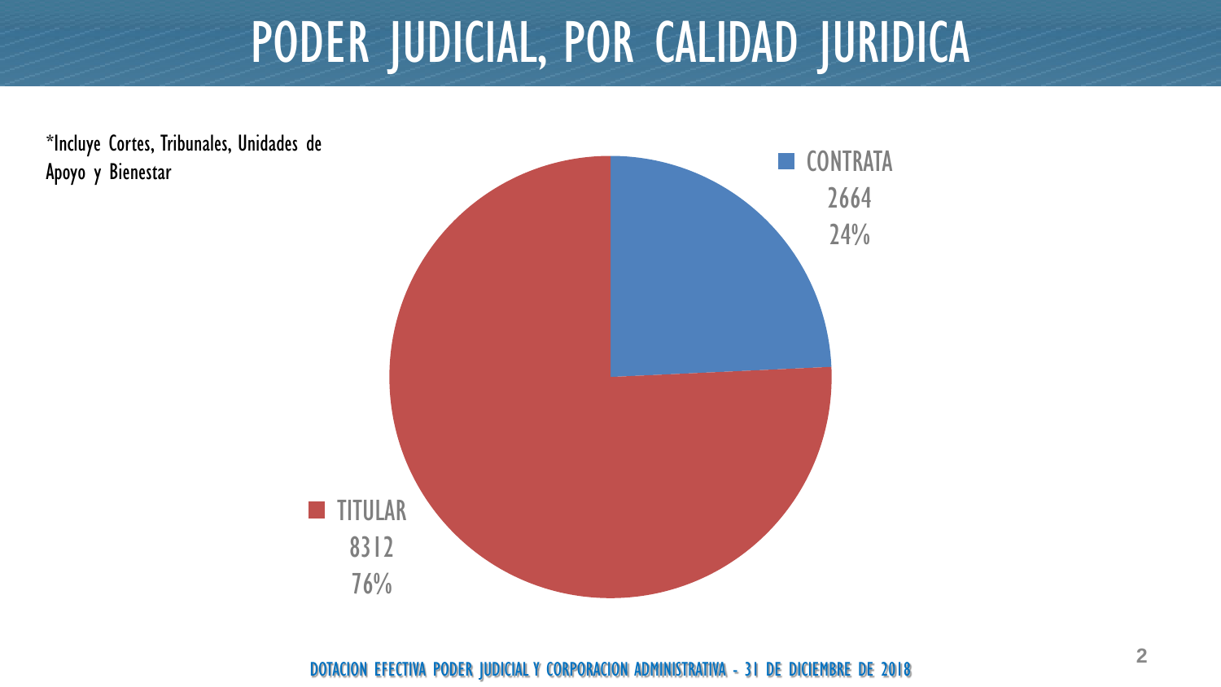# PODER JUDICIAL, POR CALIDAD JURIDICA

*Incluye Cortes, Tribunales, Unidades de Apoyo y Bienestar

CONTRATA
2664
24%

TITULAR
8312
76%

DOTACION EFECTIVA PODER JUDICIAL Y CORPORACION ADMINISTRATIVA - 31 DE DICIEMBRE DE 2018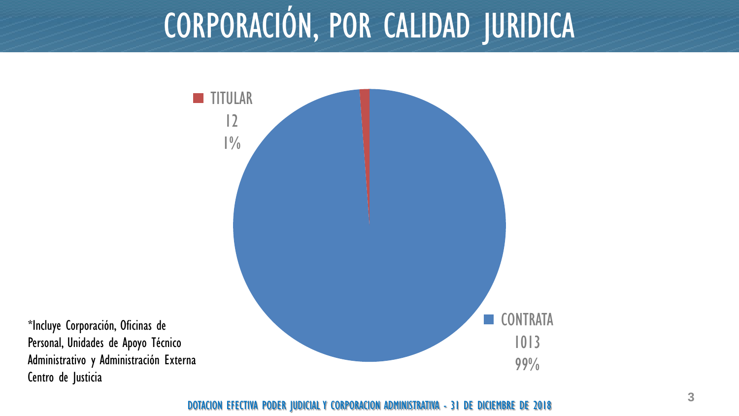# CORPORACIÓN, POR CALIDAD JURIDICA

TITULAR
12
1%

CONTRATA
1013
99%

*Incluye Corporación, Oficinas de Personal, Unidades de Apoyo Técnico Administrativo y Administración Externa Centro de Justicia

DOTACION EFECTIVA PODER JUDICIAL Y CORPORACION ADMINISTRATIVA - 31 DE DICIEMBRE DE 2018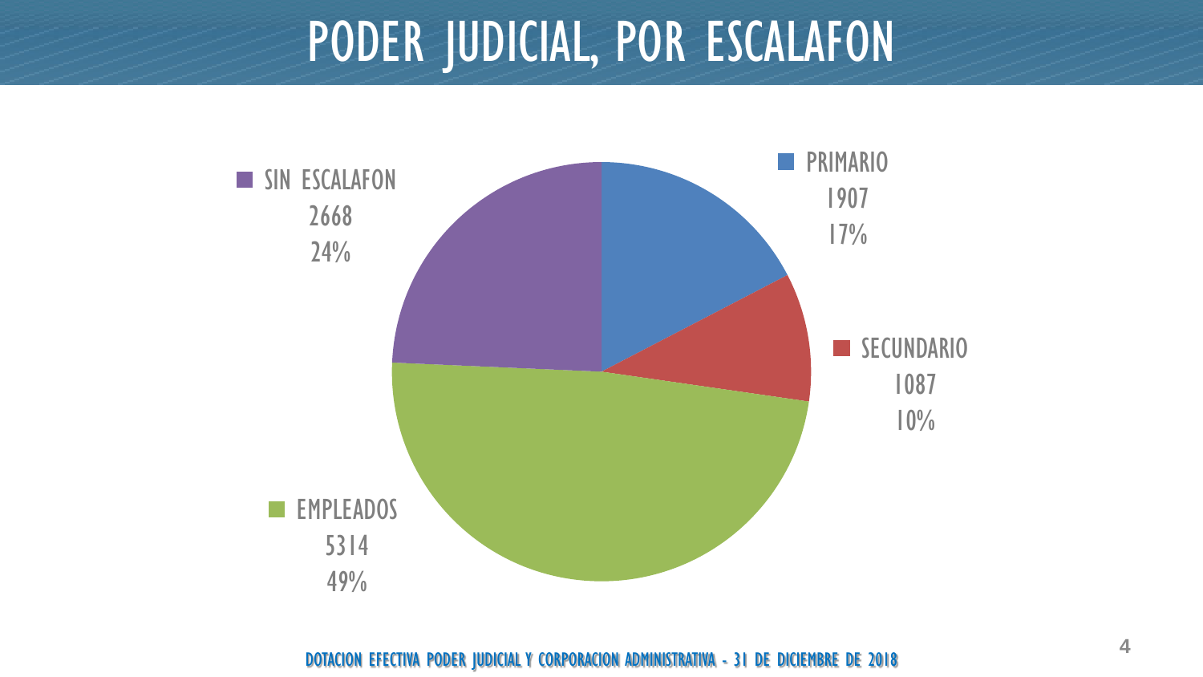# PODER JUDICIAL, POR ESCALAFON

| Escalafón | Cantidad | Porcentaje |
|---|---|---|
| PRIMARIO | 1907 | 17% |
| SECUNDARIO | 1087 | 10% |
| EMPLEADOS | 5314 | 49% |
| SIN ESCALAFON | 2668 | 24% |

DOTACION EFECTIVA PODER JUDICIAL Y CORPORACION ADMINISTRATIVA - 31 DE DICIEMBRE DE 2018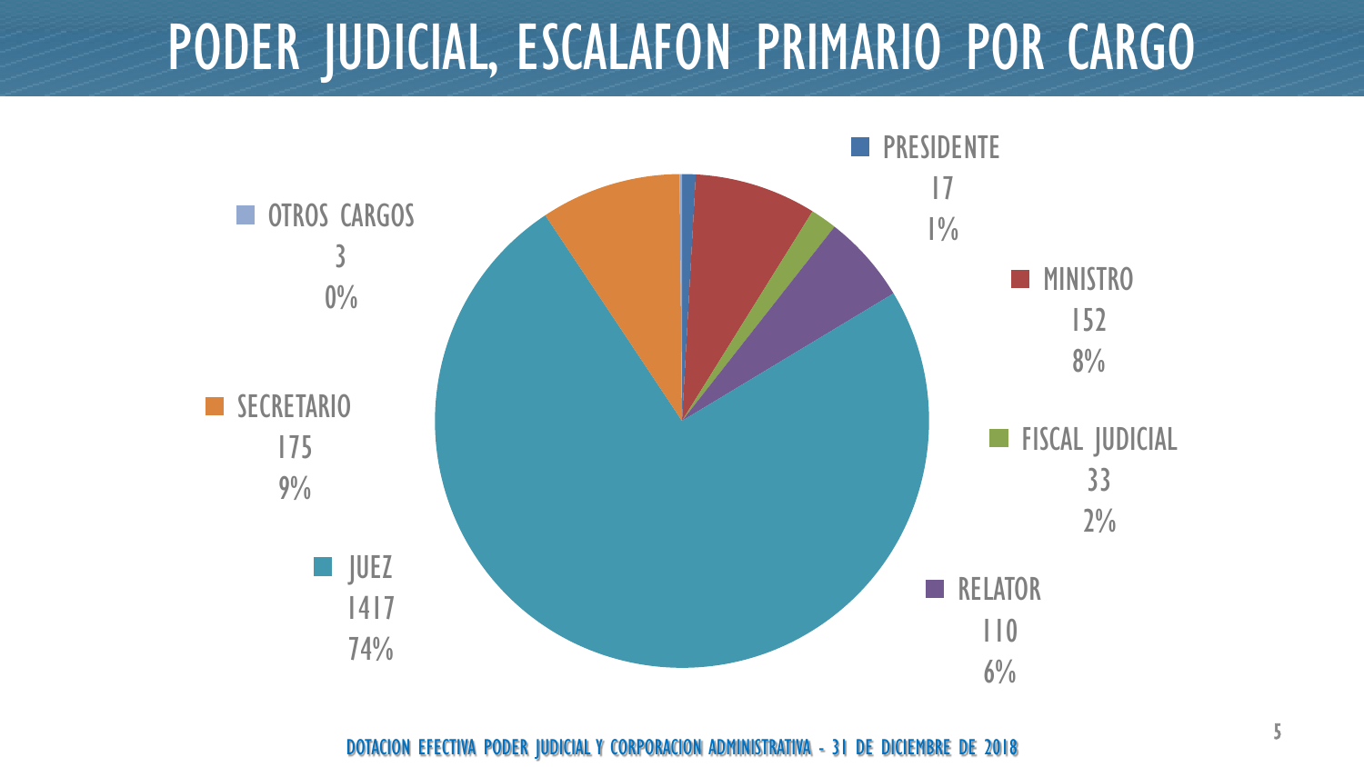# PODER JUDICIAL, ESCALAFON PRIMARIO POR CARGO

PRESIDENTE
17
1%

MINISTRO
152
8%

FISCAL JUDICIAL
33
2%

RELATOR
110
6%

JUEZ
1417
74%

SECRETARIO
175
9%

OTROS CARGOS
3
0%

DOTACION EFECTIVA PODER JUDICIAL Y CORPORACION ADMINISTRATIVA - 31 DE DICIEMBRE DE 2018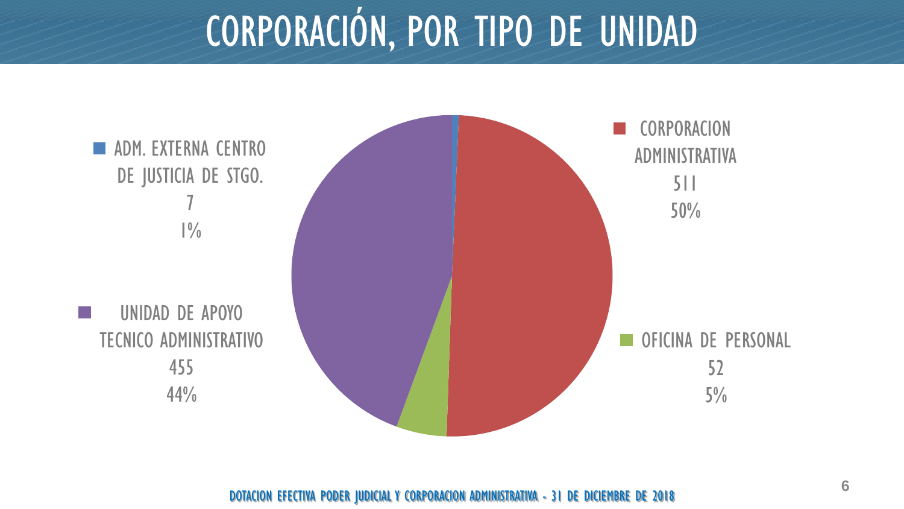# CORPORACIÓN, POR TIPO DE UNIDAD

ADM. EXTERNA CENTRO DE JUSTICIA DE STGO.
7
1%

CORPORACION ADMINISTRATIVA
511
50%

UNIDAD DE APOYO TECNICO ADMINISTRATIVO
455
44%

OFICINA DE PERSONAL
52
5%

DOTACION EFECTIVA PODER JUDICIAL Y CORPORACION ADMINISTRATIVA - 31 DE DICIEMBRE DE 2018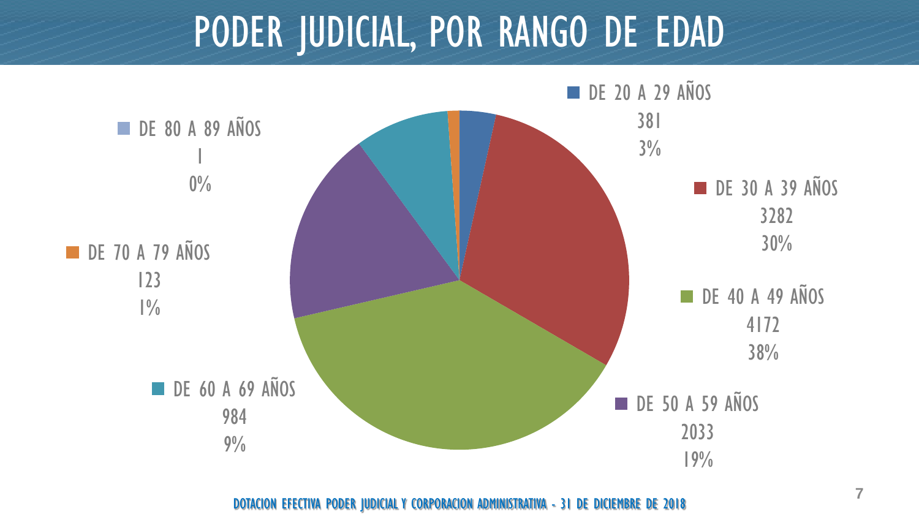# PODER JUDICIAL, POR RANGO DE EDAD

DE 20 A 29 AÑOS
381
3%

DE 30 A 39 AÑOS
3282
30%

DE 40 A 49 AÑOS
4172
38%

DE 50 A 59 AÑOS
2033
19%

DE 60 A 69 AÑOS
984
9%

DE 70 A 79 AÑOS
123
1%

DE 80 A 89 AÑOS
1
0%

DOTACION EFECTIVA PODER JUDICIAL Y CORPORACION ADMINISTRATIVA - 31 DE DICIEMBRE DE 2018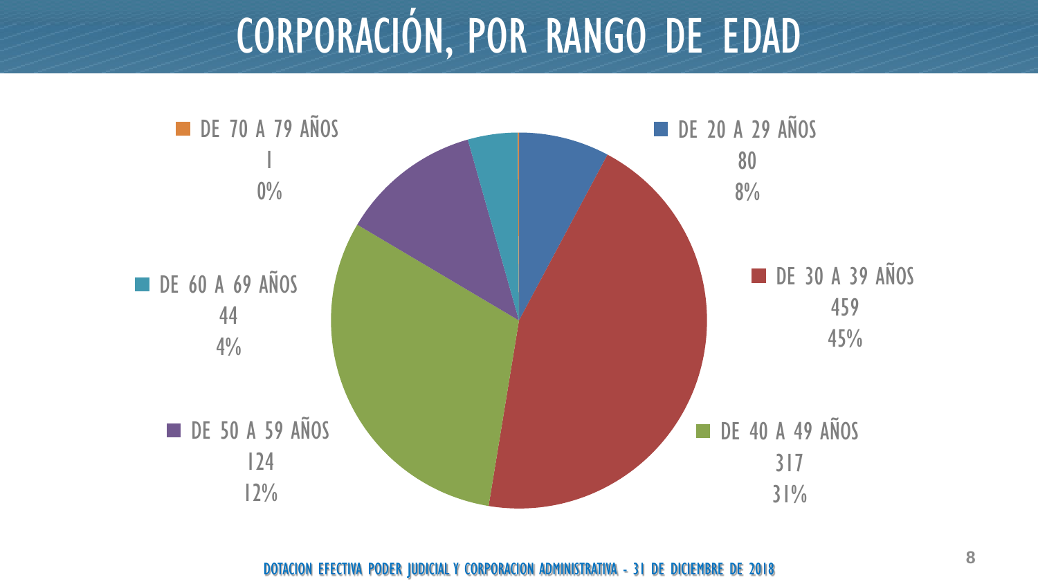# CORPORACIÓN, POR RANGO DE EDAD

DE 70 A 79 AÑOS
1
0%

DE 20 A 29 AÑOS
80
8%

DE 30 A 39 AÑOS
459
45%

DE 60 A 69 AÑOS
44
4%

DE 50 A 59 AÑOS
124
12%

DE 40 A 49 AÑOS
317
31%

DOTACION EFECTIVA PODER JUDICIAL Y CORPORACION ADMINISTRATIVA - 31 DE DICIEMBRE DE 2018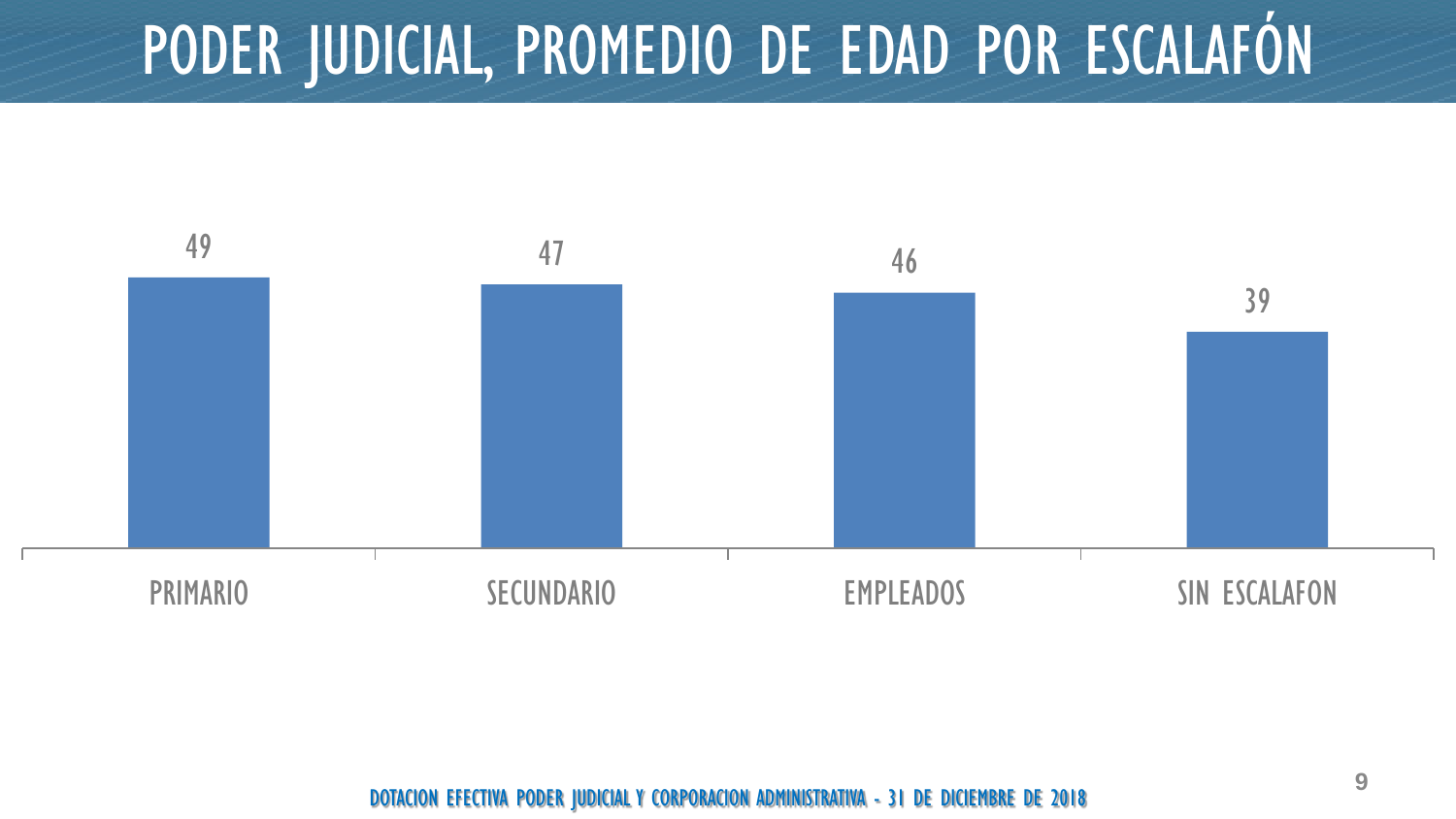# PODER JUDICIAL, PROMEDIO DE EDAD POR ESCALAFÓN

49
47
46
39

PRIMARIO
SECUNDARIO
EMPLEADOS
SIN ESCALAFON

DOTACION EFECTIVA PODER JUDICIAL Y CORPORACION ADMINISTRATIVA - 31 DE DICIEMBRE DE 2018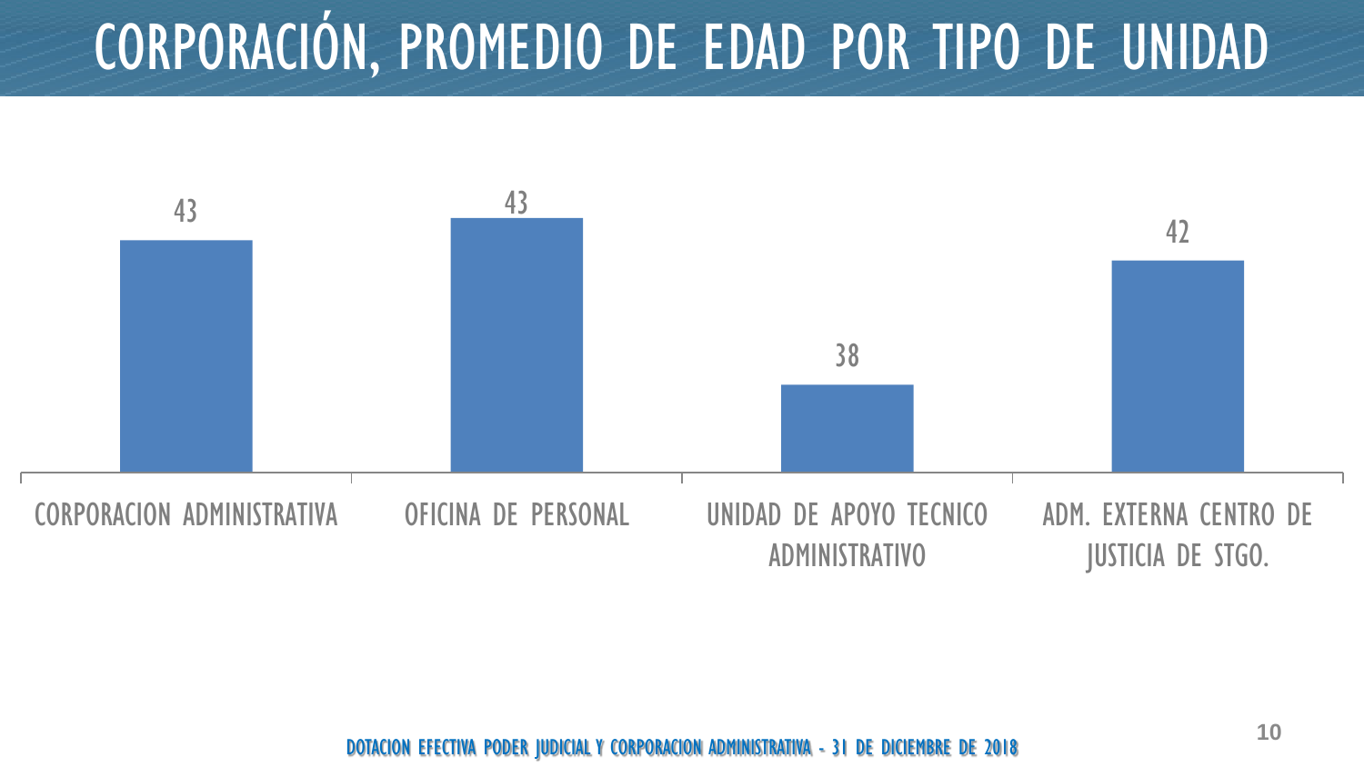# CORPORACIÓN, PROMEDIO DE EDAD POR TIPO DE UNIDAD

43

43

38

42

CORPORACION ADMINISTRATIVA

OFICINA DE PERSONAL

UNIDAD DE APOYO TECNICO ADMINISTRATIVO

ADM. EXTERNA CENTRO DE JUSTICIA DE STGO.

DOTACION EFECTIVA PODER JUDICIAL Y CORPORACION ADMINISTRATIVA - 31 DE DICIEMBRE DE 2018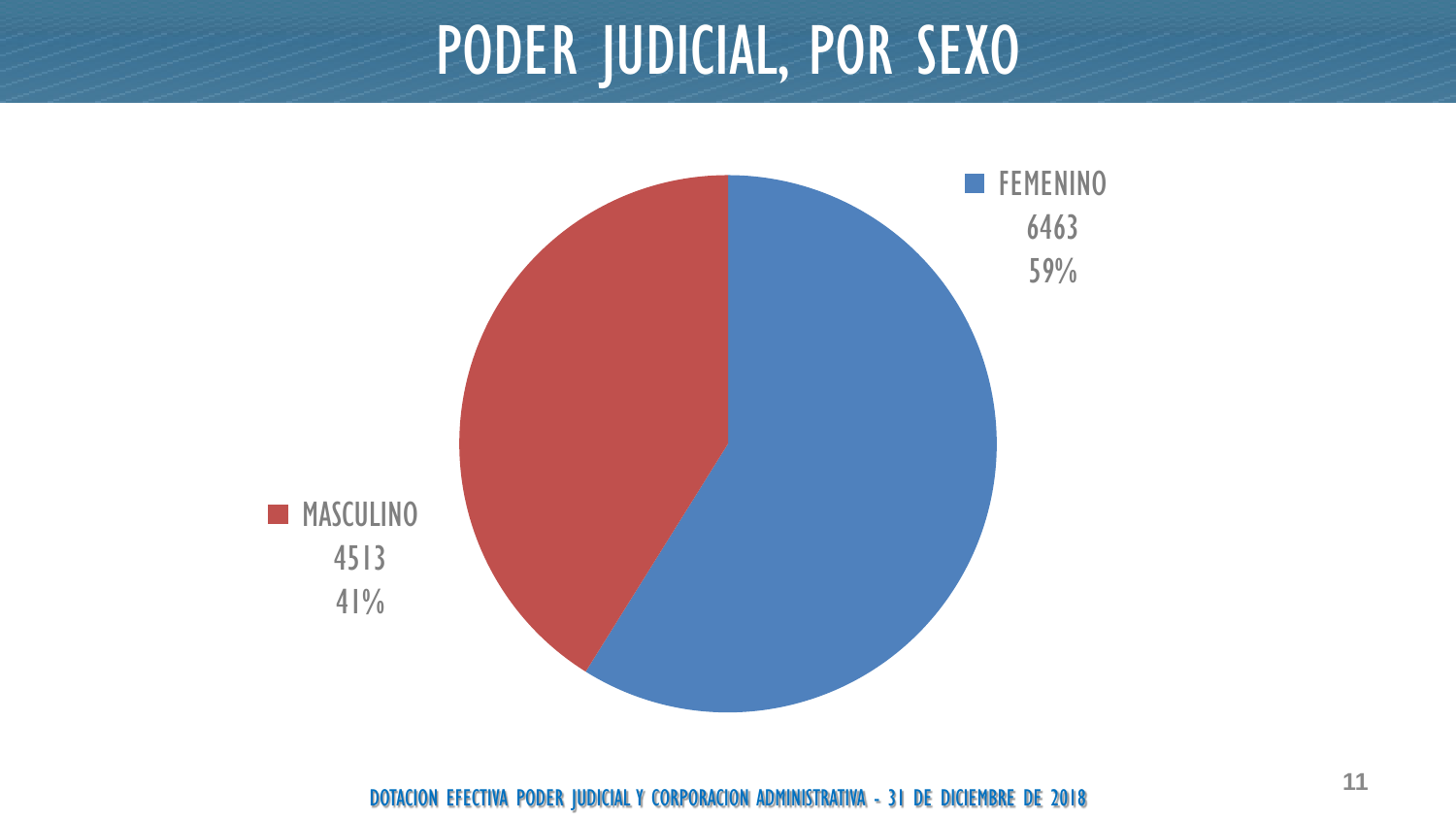# PODER JUDICIAL, POR SEXO

FEMENINO
6463
59%

MASCULINO
4513
41%

DOTACION EFECTIVA PODER JUDICIAL Y CORPORACION ADMINISTRATIVA - 31 DE DICIEMBRE DE 2018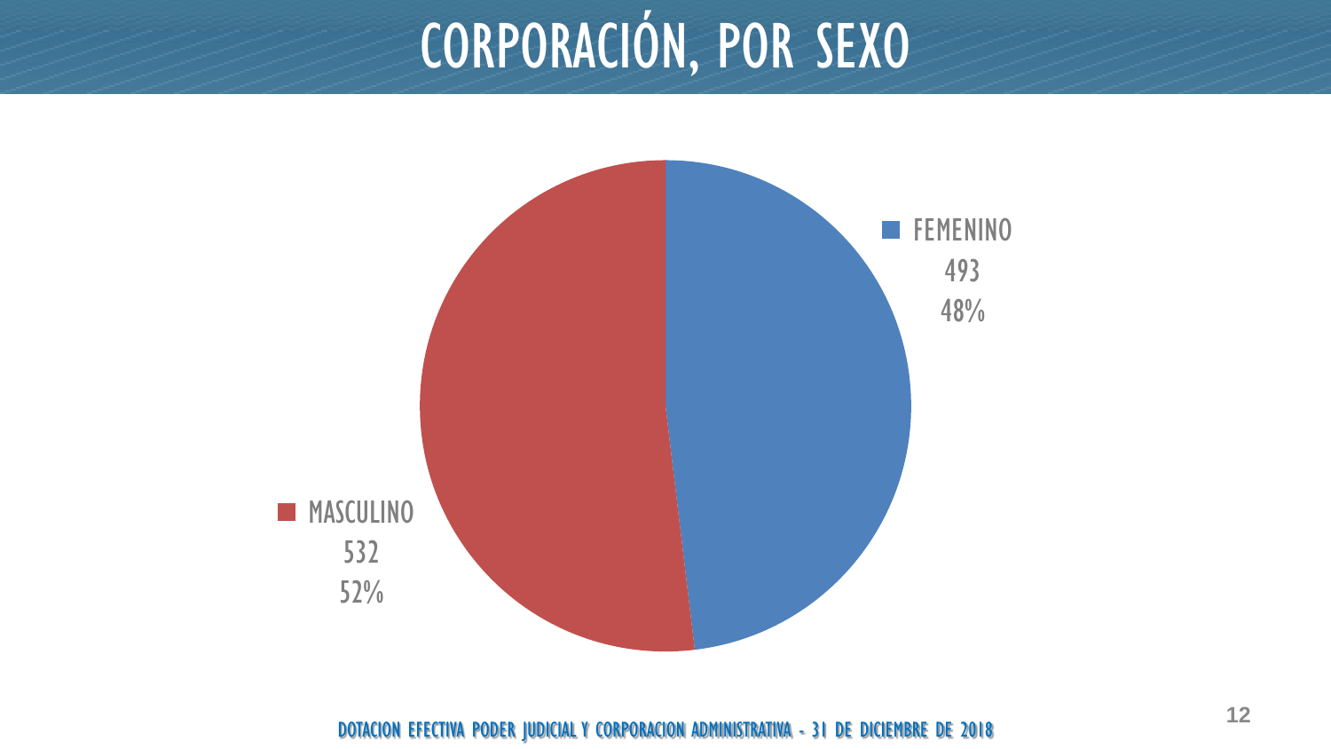# CORPORACIÓN, POR SEXO

FEMENINO
493
48%

MASCULINO
532
52%

DOTACION EFECTIVA PODER JUDICIAL Y CORPORACION ADMINISTRATIVA - 31 DE DICIEMBRE DE 2018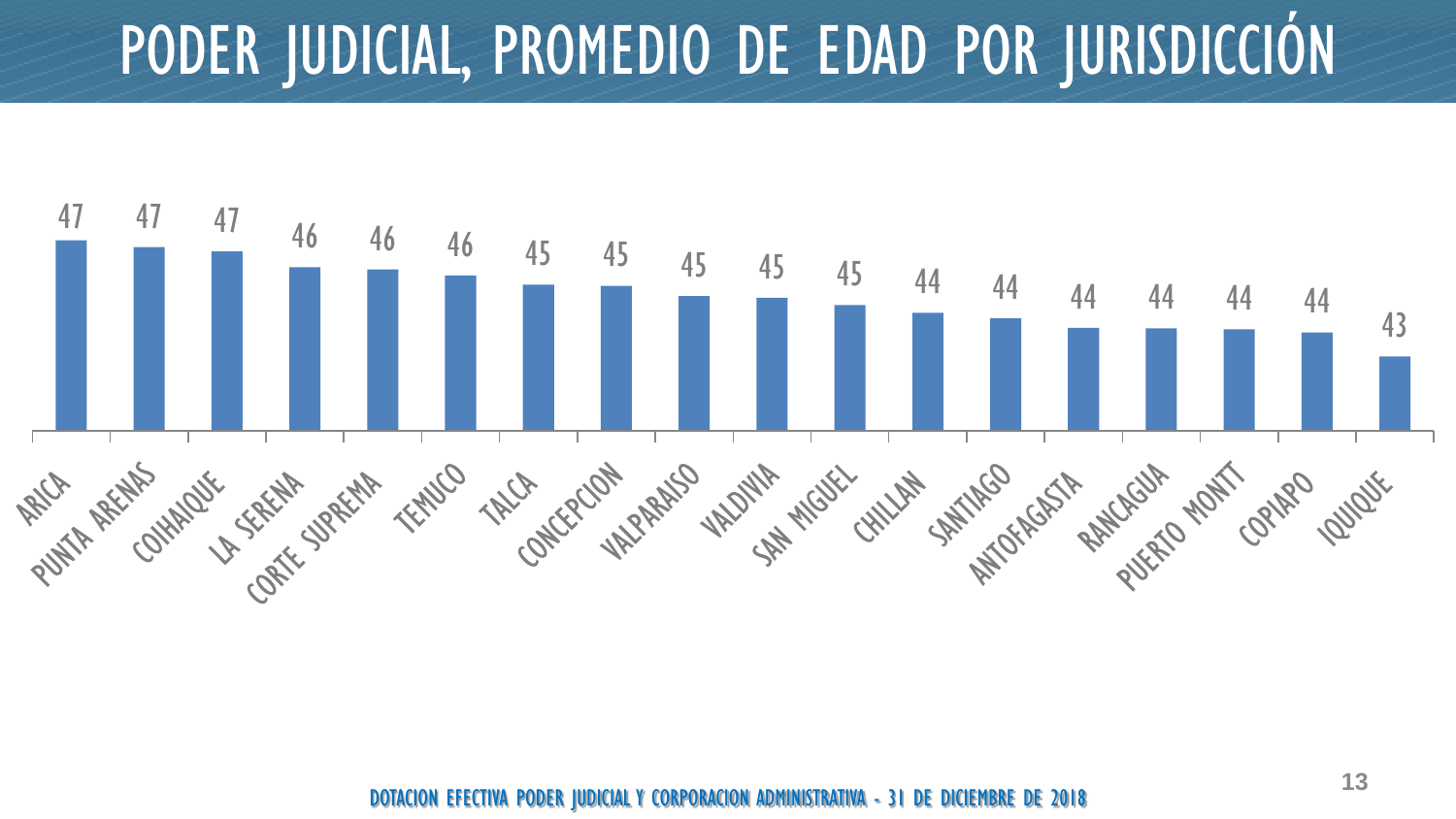# PODER JUDICIAL, PROMEDIO DE EDAD POR JURISDICCIÓN

47 47 47 46 46 46 45 45 45 45 45 44 44 44 44 44 44 43

ARICA
PUNTA ARENAS
COIHAIQUE
LA SERENA
CORTE SUPREMA
TEMUCO
TALCA
CONCEPCION
VALPARAISO
VALDIVIA
SAN MIGUEL
CHILLAN
SANTIAGO
ANTOFAGASTA
RANCAGUA
PUERTO MONTT
COPIAPO
IQUIQUE

DOTACION EFECTIVA PODER JUDICIAL Y CORPORACION ADMINISTRATIVA - 31 DE DICIEMBRE DE 2018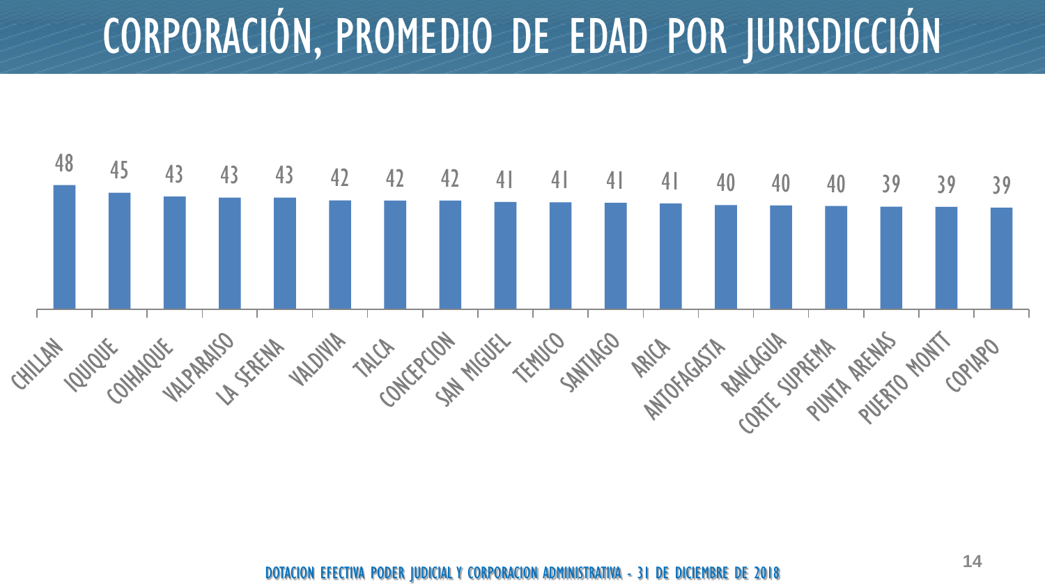# CORPORACIÓN, PROMEDIO DE EDAD POR JURISDICCIÓN

48
45
43
43
43
42
42
42
41
41
41
41
40
40
40
39
39
39

CHILLAN
IQUIQUE
COIHAIQUE
VALPARAISO
LA SERENA
VALDIVIA
TALCA
CONCEPCION
SAN MIGUEL
TEMUCO
SANTIAGO
ARICA
ANTOFAGASTA
RANCAGUA
CORTE SUPREMA
PUNTA ARENAS
PUERTO MONTT
COPIAPO

DOTACION EFECTIVA PODER JUDICIAL Y CORPORACION ADMINISTRATIVA - 31 DE DICIEMBRE DE 2018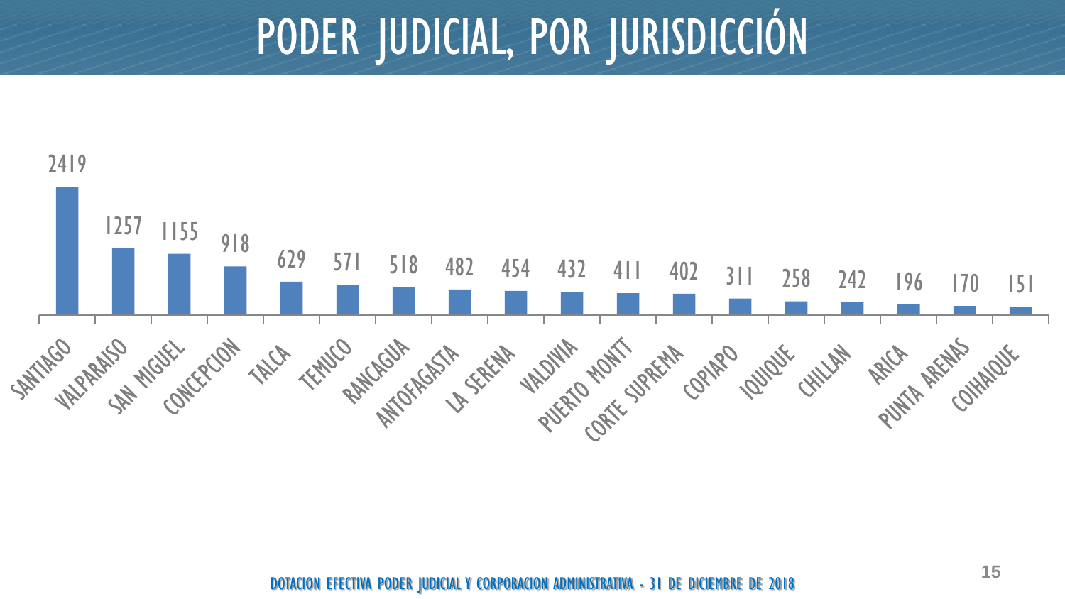# PODER JUDICIAL, POR JURISDICCIÓN

2419
1257
1155
918
629
571
518
482
454
432
411
402
311
258
242
196
170
151

SANTIAGO
VALPARAISO
SAN MIGUEL
CONCEPCION
TALCA
TEMUCO
RANCAGUA
ANTOFAGASTA
LA SERENA
VALDIVIA
PUERTO MONTT
CORTE SUPREMA
COPIAPO
IQUIQUE
CHILLAN
ARICA
PUNTA ARENAS
COIHAIQUE

DOTACION EFECTIVA PODER JUDICIAL Y CORPORACION ADMINISTRATIVA - 31 DE DICIEMBRE DE 2018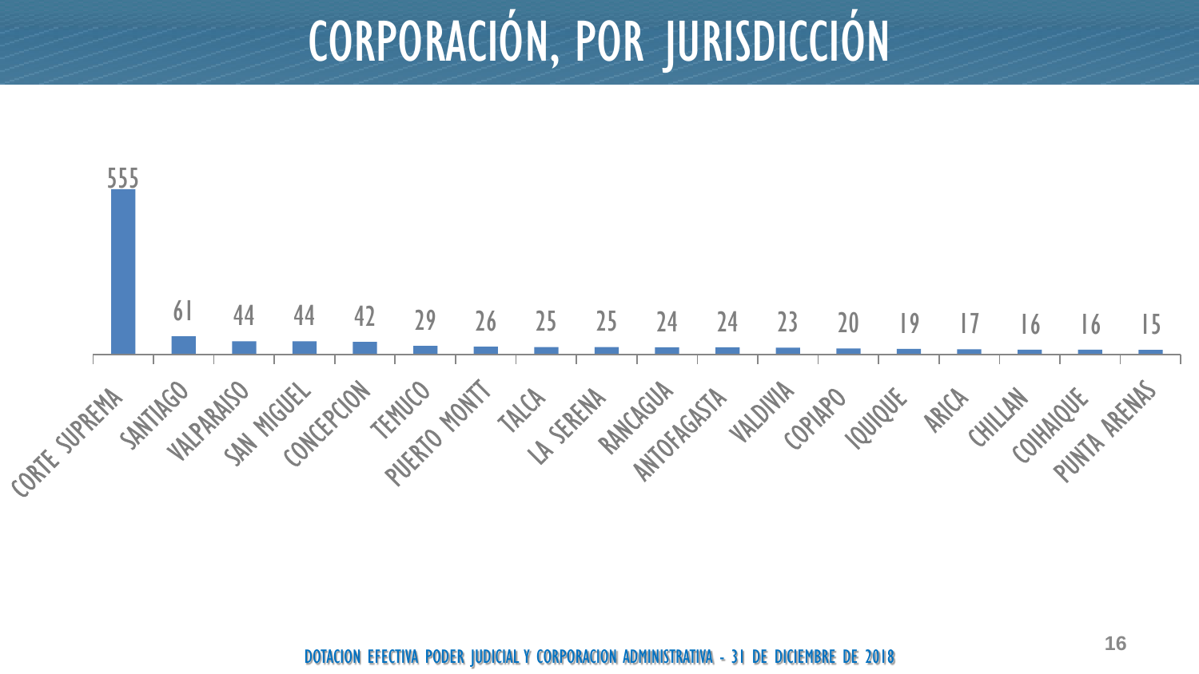# CORPORACIÓN, POR JURISDICCIÓN

555
61
44
44
42
29
26
25
25
24
24
23
20
19
17
16
16
15

CORTE SUPREMA
SANTIAGO
VALPARAISO
SAN MIGUEL
CONCEPCION
TEMUCO
PUERTO MONTT
TALCA
LA SERENA
RANCAGUA
ANTOFAGASTA
VALDIVIA
COPIAPO
IQUIQUE
ARICA
CHILLAN
COIHAIQUE
PUNTA ARENAS

DOTACION EFECTIVA PODER JUDICIAL Y CORPORACION ADMINISTRATIVA - 31 DE DICIEMBRE DE 2018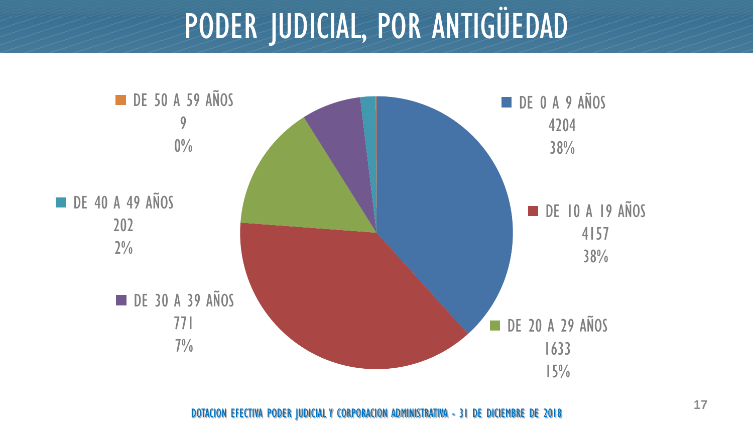# PODER JUDICIAL, POR ANTIGÜEDAD

DE 0 A 9 AÑOS
4204
38%

DE 10 A 19 AÑOS
4157
38%

DE 20 A 29 AÑOS
1633
15%

DE 30 A 39 AÑOS
771
7%

DE 40 A 49 AÑOS
202
2%

DE 50 A 59 AÑOS
9
0%

DOTACION EFECTIVA PODER JUDICIAL Y CORPORACION ADMINISTRATIVA - 31 DE DICIEMBRE DE 2018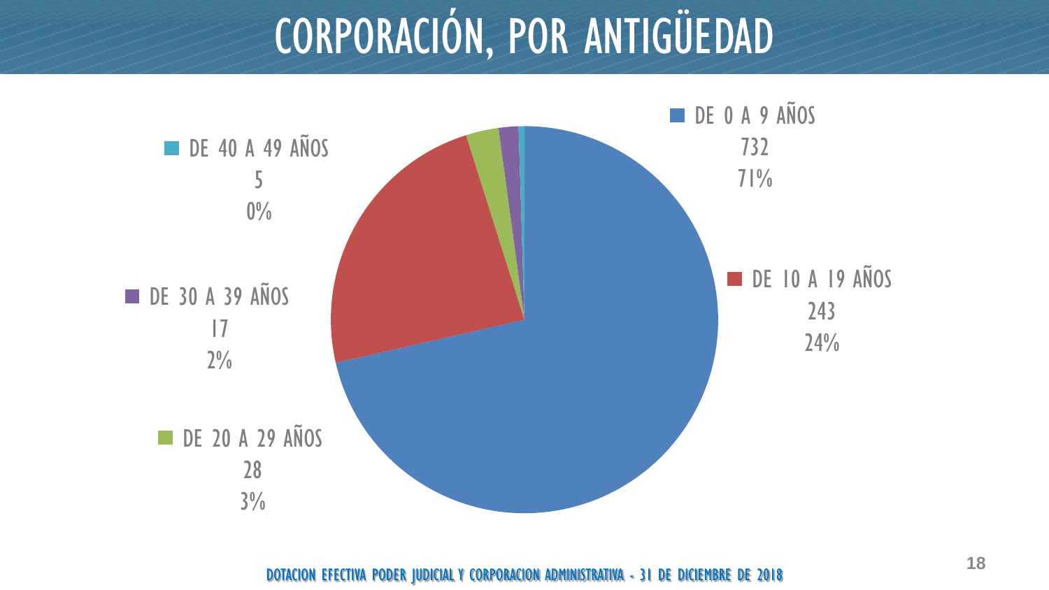# CORPORACIÓN, POR ANTIGÜEDAD

DE 0 A 9 AÑOS
732
71%

DE 10 A 19 AÑOS
243
24%

DE 20 A 29 AÑOS
28
3%

DE 30 A 39 AÑOS
17
2%

DE 40 A 49 AÑOS
5
0%

DOTACION EFECTIVA PODER JUDICIAL Y CORPORACION ADMINISTRATIVA - 31 DE DICIEMBRE DE 2018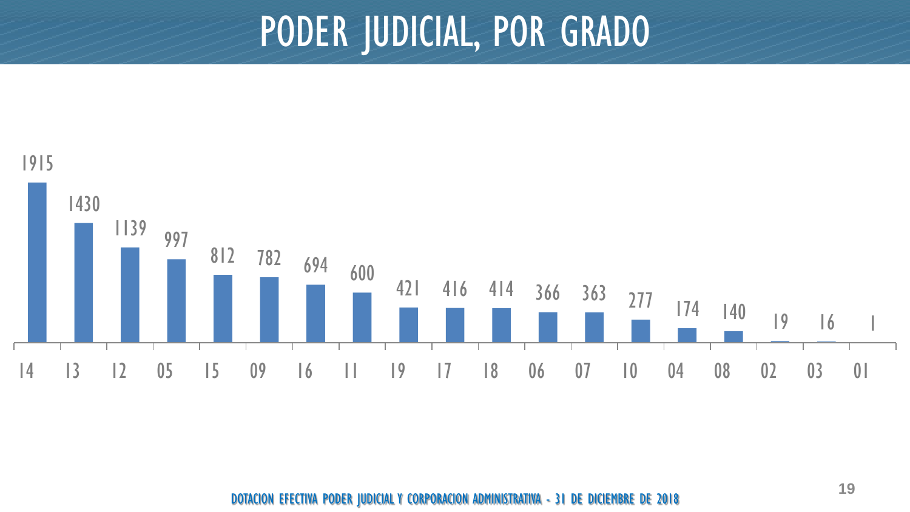# PODER JUDICIAL, POR GRADO

1915
1430
1139
997
812
782
694
600
421
416
414
366
363
277
174
140
19
16
1

14 13 12 05 15 09 16 11 19 17 18 06 07 10 04 08 02 03 01

DOTACION EFECTIVA PODER JUDICIAL Y CORPORACION ADMINISTRATIVA - 31 DE DICIEMBRE DE 2018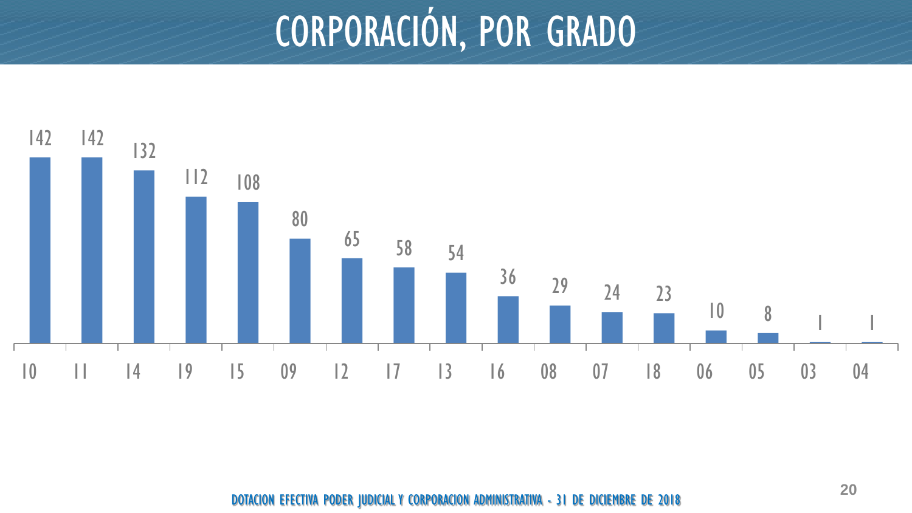# CORPORACIÓN, POR GRADO

142
142
132
112
108
80
65
58
54
36
29
24
23
10
8
1
1

10
11
14
19
15
09
12
17
13
16
08
07
18
06
05
03
04

DOTACION EFECTIVA PODER JUDICIAL Y CORPORACION ADMINISTRATIVA - 31 DE DICIEMBRE DE 2018